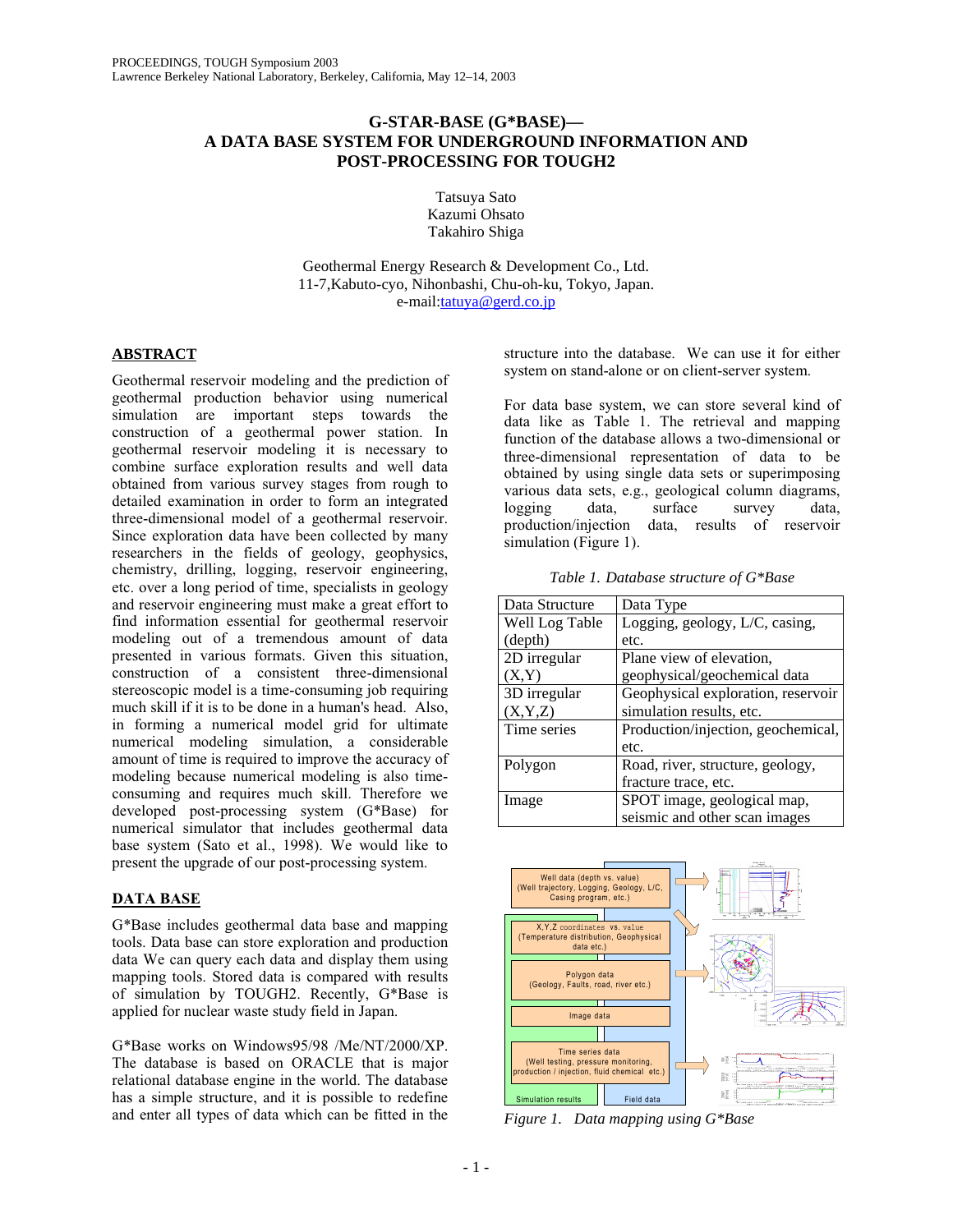PROCEEDINGS, TOUGH Symposium 2003
Lawrence Berkeley National Laboratory, Berkeley, California, May 12–14, 2003

# G-STAR-BASE (G*BASE)— A DATA BASE SYSTEM FOR UNDERGROUND INFORMATION AND POST-PROCESSING FOR TOUGH2

Tatsuya Sato
Kazumi Ohsato
Takahiro Shiga

Geothermal Energy Research & Development Co., Ltd.
11-7,Kabuto-cyo, Nihonbashi, Chu-oh-ku, Tokyo, Japan.
e-mail:tatuya@gerd.co.jp

## ABSTRACT

Geothermal reservoir modeling and the prediction of geothermal production behavior using numerical simulation are important steps towards the construction of a geothermal power station. In geothermal reservoir modeling it is necessary to combine surface exploration results and well data obtained from various survey stages from rough to detailed examination in order to form an integrated three-dimensional model of a geothermal reservoir. Since exploration data have been collected by many researchers in the fields of geology, geophysics, chemistry, drilling, logging, reservoir engineering, etc. over a long period of time, specialists in geology and reservoir engineering must make a great effort to find information essential for geothermal reservoir modeling out of a tremendous amount of data presented in various formats. Given this situation, construction of a consistent three-dimensional stereoscopic model is a time-consuming job requiring much skill if it is to be done in a human's head. Also, in forming a numerical model grid for ultimate numerical modeling simulation, a considerable amount of time is required to improve the accuracy of modeling because numerical modeling is also time-consuming and requires much skill. Therefore we developed post-processing system (G*Base) for numerical simulator that includes geothermal data base system (Sato et al., 1998). We would like to present the upgrade of our post-processing system.

## DATA BASE

G*Base includes geothermal data base and mapping tools. Data base can store exploration and production data We can query each data and display them using mapping tools. Stored data is compared with results of simulation by TOUGH2. Recently, G*Base is applied for nuclear waste study field in Japan.

G*Base works on Windows95/98 /Me/NT/2000/XP. The database is based on ORACLE that is major relational database engine in the world. The database has a simple structure, and it is possible to redefine and enter all types of data which can be fitted in the structure into the database. We can use it for either system on stand-alone or on client-server system.

For data base system, we can store several kind of data like as Table 1. The retrieval and mapping function of the database allows a two-dimensional or three-dimensional representation of data to be obtained by using single data sets or superimposing various data sets, e.g., geological column diagrams, logging data, surface survey data, production/injection data, results of reservoir simulation (Figure 1).

*Table 1. Database structure of G*Base*

| Data Structure | Data Type |
|---|---|
| Well Log Table (depth) | Logging, geology, L/C, casing, etc. |
| 2D irregular (X,Y) | Plane view of elevation, geophysical/geochemical data |
| 3D irregular (X,Y,Z) | Geophysical exploration, reservoir simulation results, etc. |
| Time series | Production/injection, geochemical, etc. |
| Polygon | Road, river, structure, geology, fracture trace, etc. |
| Image | SPOT image, geological map, seismic and other scan images |

*Figure 1. Data mapping using G*Base*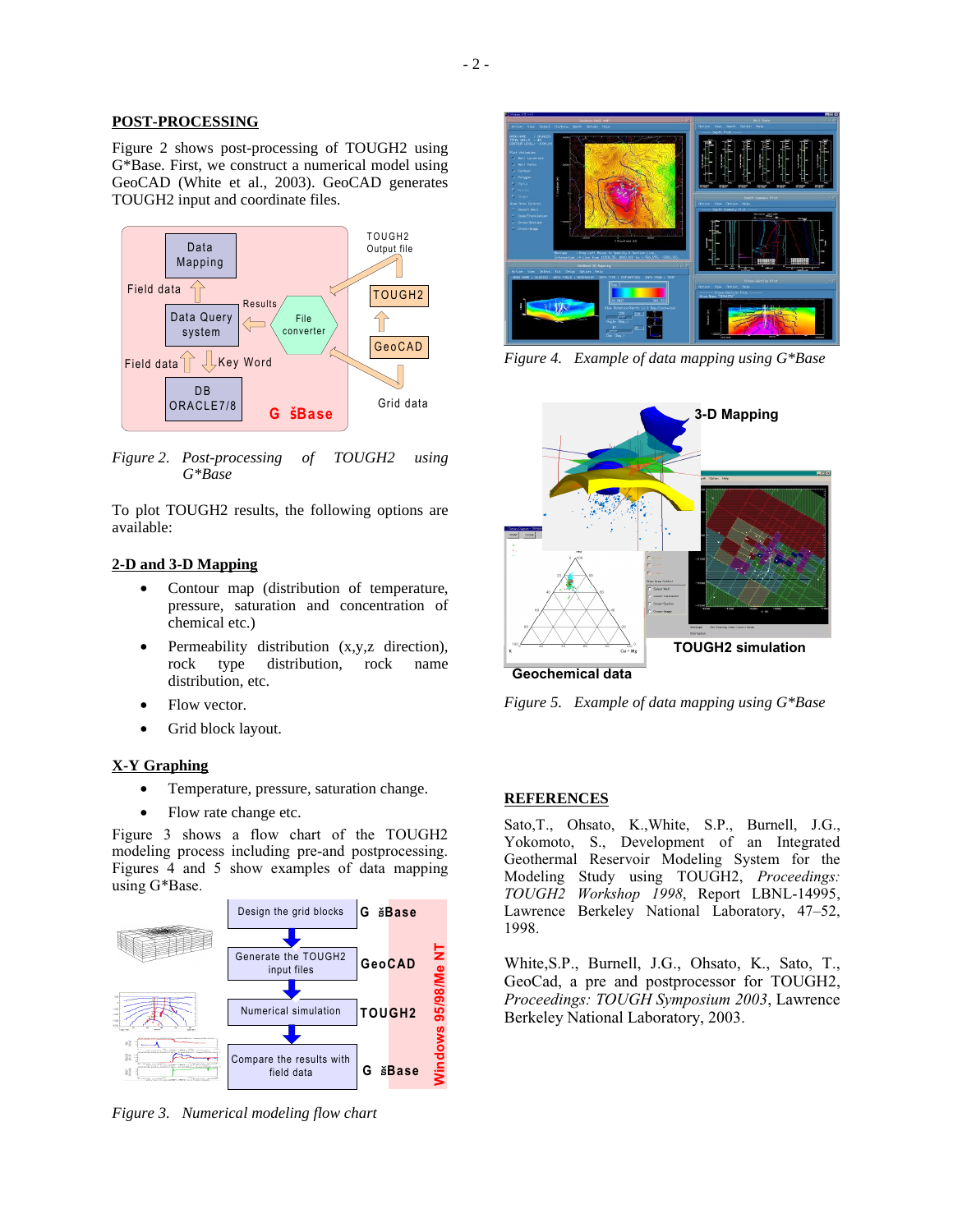## POST-PROCESSING

Figure 2 shows post-processing of TOUGH2 using G*Base. First, we construct a numerical model using GeoCAD (White et al., 2003). GeoCAD generates TOUGH2 input and coordinate files.

Data Mapping

Field data

Results

Data Query system

File converter

Field data

Key Word

DB ORACLE7/8

G šBase

TOUGH2 Output file

TOUGH2

GeoCAD

Grid data

*Figure 2. Post-processing of TOUGH2 using G*Base*

To plot TOUGH2 results, the following options are available:

## 2-D and 3-D Mapping

- Contour map (distribution of temperature, pressure, saturation and concentration of chemical etc.)
- Permeability distribution (x,y,z direction), rock type distribution, rock name distribution, etc.
- Flow vector.
- Grid block layout.

## X-Y Graphing

- Temperature, pressure, saturation change.
- Flow rate change etc.

Figure 3 shows a flow chart of the TOUGH2 modeling process including pre-and postprocessing. Figures 4 and 5 show examples of data mapping using G*Base.

Design the grid blocks

G šBase

Generate the TOUGH2 input files

GeoCAD

Numerical simulation

TOUGH2

Compare the results with field data

G šBase

Windows 95/98/Me NT

*Figure 3. Numerical modeling flow chart*

*Figure 4. Example of data mapping using G*Base*

3-D Mapping

TOUGH2 simulation

Geochemical data

*Figure 5. Example of data mapping using G*Base*

## REFERENCES

Sato,T., Ohsato, K.,White, S.P., Burnell, J.G., Yokomoto, S., Development of an Integrated Geothermal Reservoir Modeling System for the Modeling Study using TOUGH2, *Proceedings: TOUGH2 Workshop 1998*, Report LBNL-14995, Lawrence Berkeley National Laboratory, 47–52, 1998.

White,S.P., Burnell, J.G., Ohsato, K., Sato, T., GeoCad, a pre and postprocessor for TOUGH2, *Proceedings: TOUGH Symposium 2003*, Lawrence Berkeley National Laboratory, 2003.